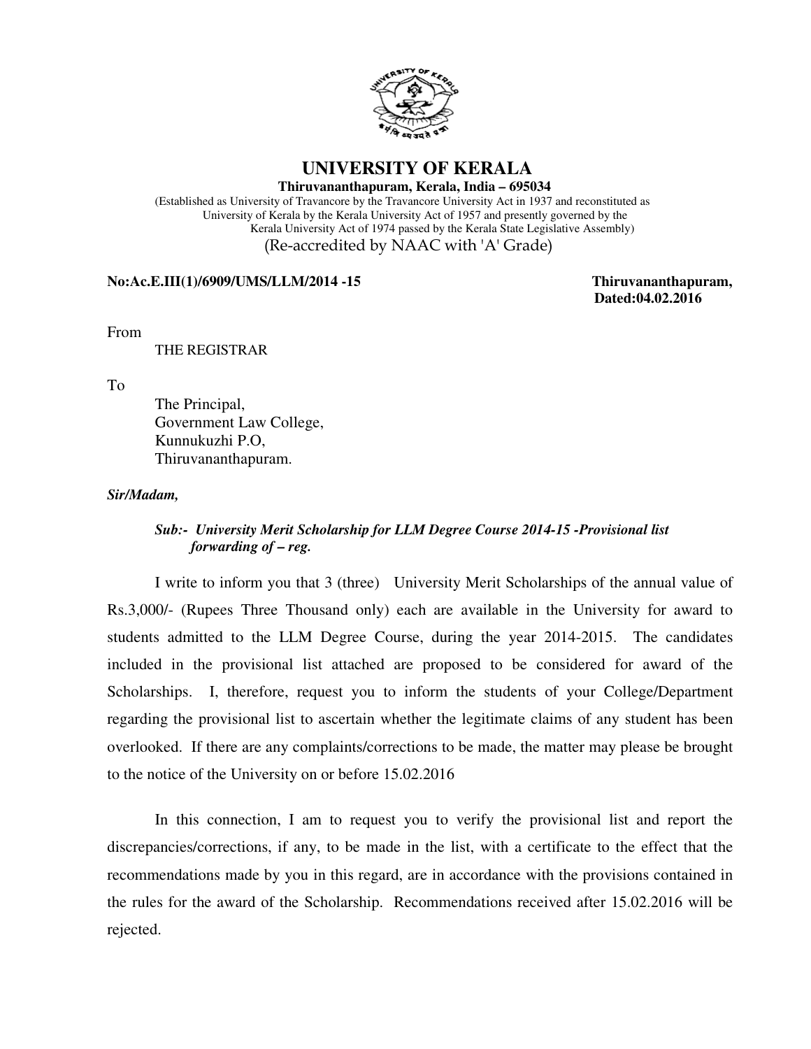# UNIVERSITY OF KERALA

**Thiruvananthapuram, Kerala, India – 695034**

(Established as University of Travancore by the Travancore University Act in 1937 and reconstituted as University of Kerala by the Kerala University Act of 1957 and presently governed by the Kerala University Act of 1974 passed by the Kerala State Legislative Assembly)

(Re-accredited by NAAC with 'A' Grade)

**No:Ac.E.III(1)/6909/UMS/LLM/2014 -15** **Thiruvananthapuram,**
**Dated:04.02.2016**

From

THE REGISTRAR

To

The Principal,
Government Law College,
Kunnukuzhi P.O,
Thiruvananthapuram.

***Sir/Madam,***

***Sub:- University Merit Scholarship for LLM Degree Course 2014-15 -Provisional list forwarding of – reg.***

I write to inform you that 3 (three) University Merit Scholarships of the annual value of Rs.3,000/- (Rupees Three Thousand only) each are available in the University for award to students admitted to the LLM Degree Course, during the year 2014-2015. The candidates included in the provisional list attached are proposed to be considered for award of the Scholarships. I, therefore, request you to inform the students of your College/Department regarding the provisional list to ascertain whether the legitimate claims of any student has been overlooked. If there are any complaints/corrections to be made, the matter may please be brought to the notice of the University on or before 15.02.2016

In this connection, I am to request you to verify the provisional list and report the discrepancies/corrections, if any, to be made in the list, with a certificate to the effect that the recommendations made by you in this regard, are in accordance with the provisions contained in the rules for the award of the Scholarship. Recommendations received after 15.02.2016 will be rejected.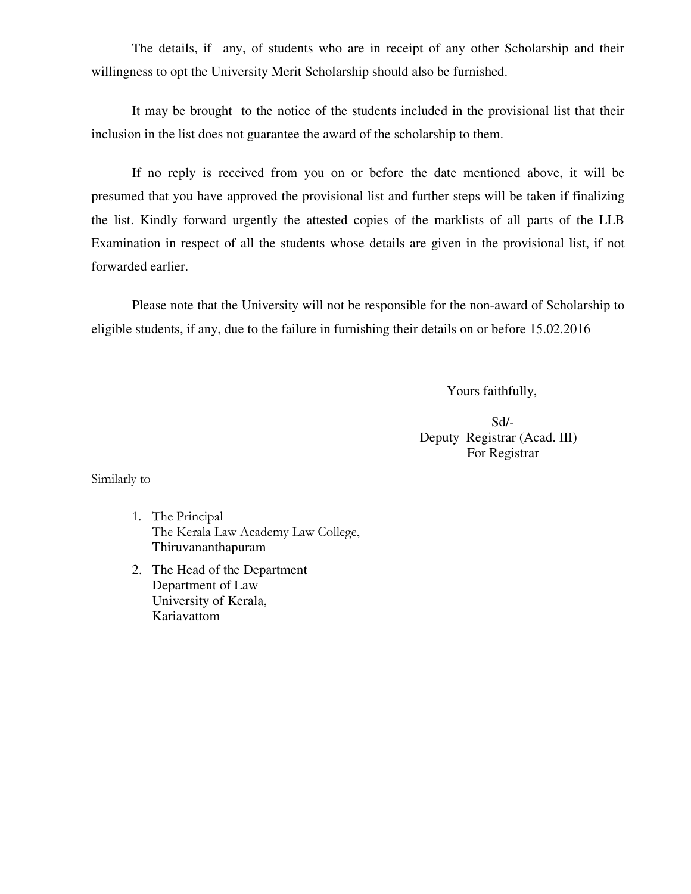The details, if any, of students who are in receipt of any other Scholarship and their willingness to opt the University Merit Scholarship should also be furnished.

It may be brought to the notice of the students included in the provisional list that their inclusion in the list does not guarantee the award of the scholarship to them.

If no reply is received from you on or before the date mentioned above, it will be presumed that you have approved the provisional list and further steps will be taken if finalizing the list. Kindly forward urgently the attested copies of the marklists of all parts of the LLB Examination in respect of all the students whose details are given in the provisional list, if not forwarded earlier.

Please note that the University will not be responsible for the non-award of Scholarship to eligible students, if any, due to the failure in furnishing their details on or before 15.02.2016

Yours faithfully,

Sd/-
Deputy Registrar (Acad. III)
For Registrar

Similarly to

1. The Principal
   The Kerala Law Academy Law College,
   Thiruvananthapuram
2. The Head of the Department
   Department of Law
   University of Kerala,
   Kariavattom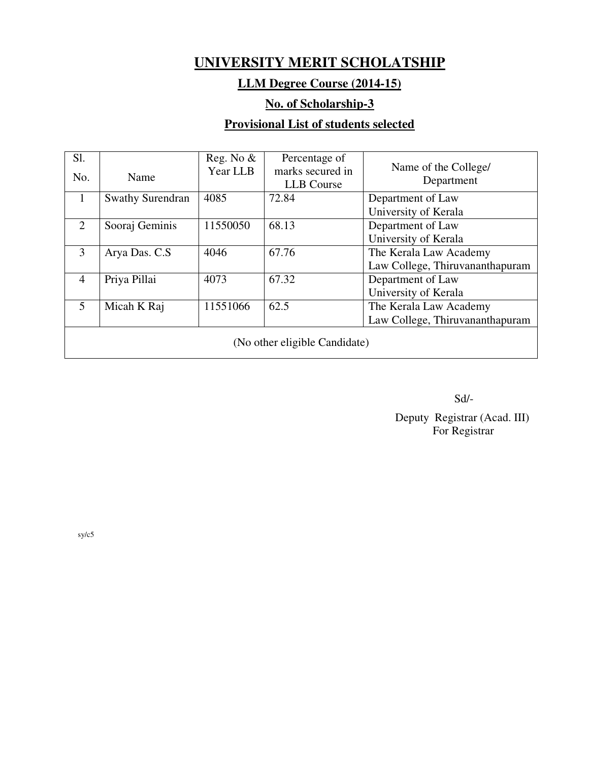# UNIVERSITY MERIT SCHOLATSHIP

## LLM Degree Course (2014-15)

## No. of Scholarship-3

## Provisional List of students selected

| Sl. No. | Name | Reg. No & Year LLB | Percentage of marks secured in LLB Course | Name of the College/ Department |
|---|---|---|---|---|
| 1 | Swathy Surendran | 4085 | 72.84 | Department of Law University of Kerala |
| 2 | Sooraj Geminis | 11550050 | 68.13 | Department of Law University of Kerala |
| 3 | Arya Das. C.S | 4046 | 67.76 | The Kerala Law Academy Law College, Thiruvananthapuram |
| 4 | Priya Pillai | 4073 | 67.32 | Department of Law University of Kerala |
| 5 | Micah K Raj | 11551066 | 62.5 | The Kerala Law Academy Law College, Thiruvananthapuram |
| (No other eligible Candidate) | | | | |

Sd/-

Deputy Registrar (Acad. III)
For Registrar

sy/c5